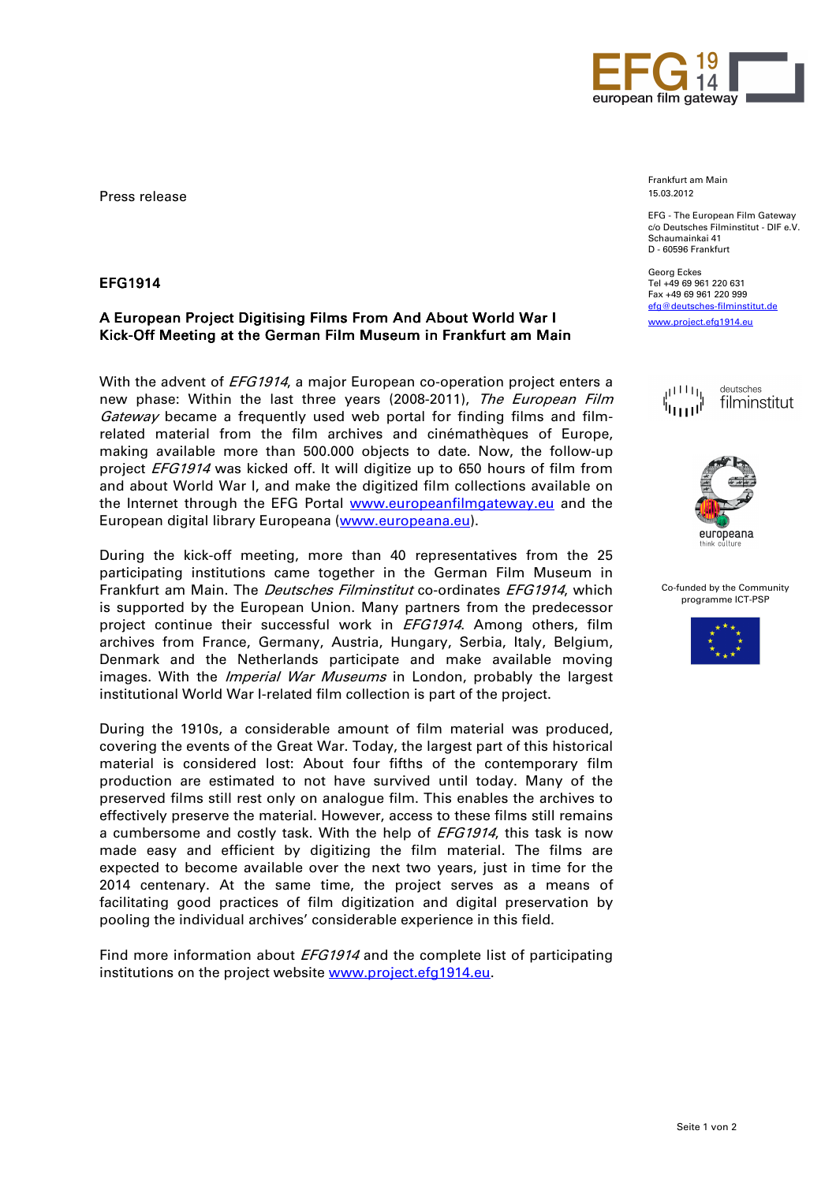Press release

Frankfurt am Main
15.03.2012

EFG - The European Film Gateway
c/o Deutsches Filminstitut - DIF e.V.
Schaumainkai 41
D - 60596 Frankfurt

Georg Eckes
Tel +49 69 961 220 631
Fax +49 69 961 220 999
efg@deutsches-filminstitut.de
www.project.efg1914.eu

Co-funded by the Community programme ICT-PSP

## EFG1914

### A European Project Digitising Films From And About World War I
### Kick-Off Meeting at the German Film Museum in Frankfurt am Main

With the advent of *EFG1914*, a major European co-operation project enters a new phase: Within the last three years (2008-2011), *The European Film Gateway* became a frequently used web portal for finding films and film-related material from the film archives and cinémathèques of Europe, making available more than 500.000 objects to date. Now, the follow-up project *EFG1914* was kicked off. It will digitize up to 650 hours of film from and about World War I, and make the digitized film collections available on the Internet through the EFG Portal www.europeanfilmgateway.eu and the European digital library Europeana (www.europeana.eu).

During the kick-off meeting, more than 40 representatives from the 25 participating institutions came together in the German Film Museum in Frankfurt am Main. The *Deutsches Filminstitut* co-ordinates *EFG1914*, which is supported by the European Union. Many partners from the predecessor project continue their successful work in *EFG1914*. Among others, film archives from France, Germany, Austria, Hungary, Serbia, Italy, Belgium, Denmark and the Netherlands participate and make available moving images. With the *Imperial War Museums* in London, probably the largest institutional World War I-related film collection is part of the project.

During the 1910s, a considerable amount of film material was produced, covering the events of the Great War. Today, the largest part of this historical material is considered lost: About four fifths of the contemporary film production are estimated to not have survived until today. Many of the preserved films still rest only on analogue film. This enables the archives to effectively preserve the material. However, access to these films still remains a cumbersome and costly task. With the help of *EFG1914*, this task is now made easy and efficient by digitizing the film material. The films are expected to become available over the next two years, just in time for the 2014 centenary. At the same time, the project serves as a means of facilitating good practices of film digitization and digital preservation by pooling the individual archives' considerable experience in this field.

Find more information about *EFG1914* and the complete list of participating institutions on the project website www.project.efg1914.eu.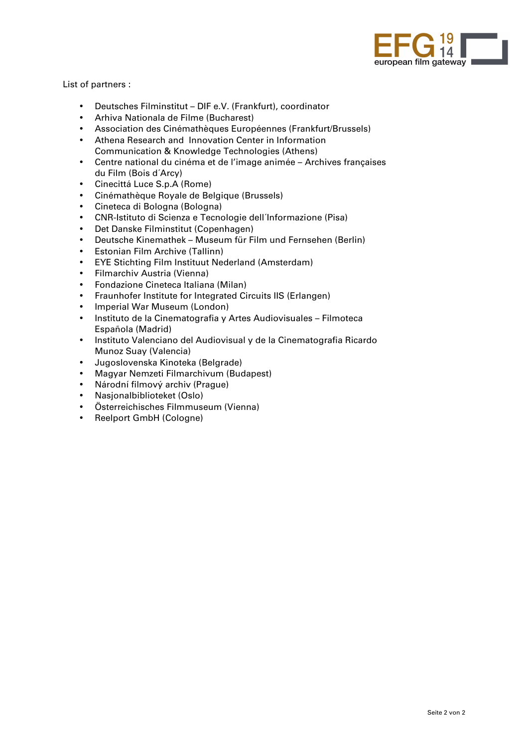List of partners :

- Deutsches Filminstitut – DIF e.V. (Frankfurt), coordinator
- Arhiva Nationala de Filme (Bucharest)
- Association des Cinémathèques Européennes (Frankfurt/Brussels)
- Athena Research and Innovation Center in Information Communication & Knowledge Technologies (Athens)
- Centre national du cinéma et de l'image animée – Archives françaises du Film (Bois d´Arcy)
- Cinecittá Luce S.p.A (Rome)
- Cinémathèque Royale de Belgique (Brussels)
- Cineteca di Bologna (Bologna)
- CNR-Istituto di Scienza e Tecnologie dell´Informazione (Pisa)
- Det Danske Filminstitut (Copenhagen)
- Deutsche Kinemathek – Museum für Film und Fernsehen (Berlin)
- Estonian Film Archive (Tallinn)
- EYE Stichting Film Instituut Nederland (Amsterdam)
- Filmarchiv Austria (Vienna)
- Fondazione Cineteca Italiana (Milan)
- Fraunhofer Institute for Integrated Circuits IIS (Erlangen)
- Imperial War Museum (London)
- Instituto de la Cinematografia y Artes Audiovisuales – Filmoteca Española (Madrid)
- Instituto Valenciano del Audiovisual y de la Cinematografia Ricardo Munoz Suay (Valencia)
- Jugoslovenska Kinoteka (Belgrade)
- Magyar Nemzeti Filmarchivum (Budapest)
- Národní filmový archiv (Prague)
- Nasjonalbiblioteket (Oslo)
- Österreichisches Filmmuseum (Vienna)
- Reelport GmbH (Cologne)